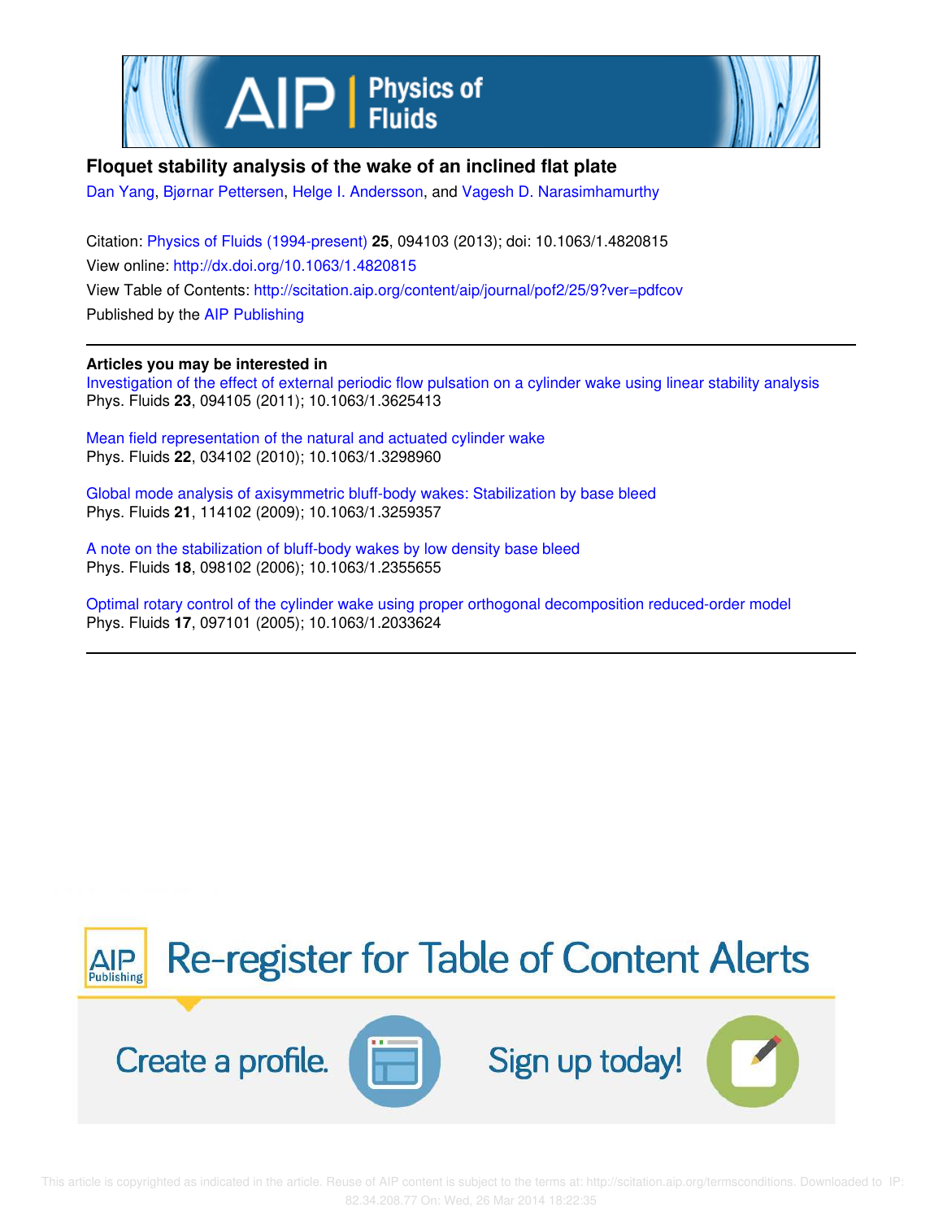# Floquet stability analysis of the wake of an inclined flat plate

Dan Yang, Bjørnar Pettersen, Helge I. Andersson, and Vagesh D. Narasimhamurthy

Citation: Physics of Fluids (1994-present) **25**, 094103 (2013); doi: 10.1063/1.4820815

View online: http://dx.doi.org/10.1063/1.4820815

View Table of Contents: http://scitation.aip.org/content/aip/journal/pof2/25/9?ver=pdfcov

Published by the AIP Publishing

**Articles you may be interested in**

Investigation of the effect of external periodic flow pulsation on a cylinder wake using linear stability analysis
Phys. Fluids **23**, 094105 (2011); 10.1063/1.3625413

Mean field representation of the natural and actuated cylinder wake
Phys. Fluids **22**, 034102 (2010); 10.1063/1.3298960

Global mode analysis of axisymmetric bluff-body wakes: Stabilization by base bleed
Phys. Fluids **21**, 114102 (2009); 10.1063/1.3259357

A note on the stabilization of bluff-body wakes by low density base bleed
Phys. Fluids **18**, 098102 (2006); 10.1063/1.2355655

Optimal rotary control of the cylinder wake using proper orthogonal decomposition reduced-order model
Phys. Fluids **17**, 097101 (2005); 10.1063/1.2033624

This article is copyrighted as indicated in the article. Reuse of AIP content is subject to the terms at: http://scitation.aip.org/termsconditions. Downloaded to IP: 82.34.208.77 On: Wed, 26 Mar 2014 18:22:35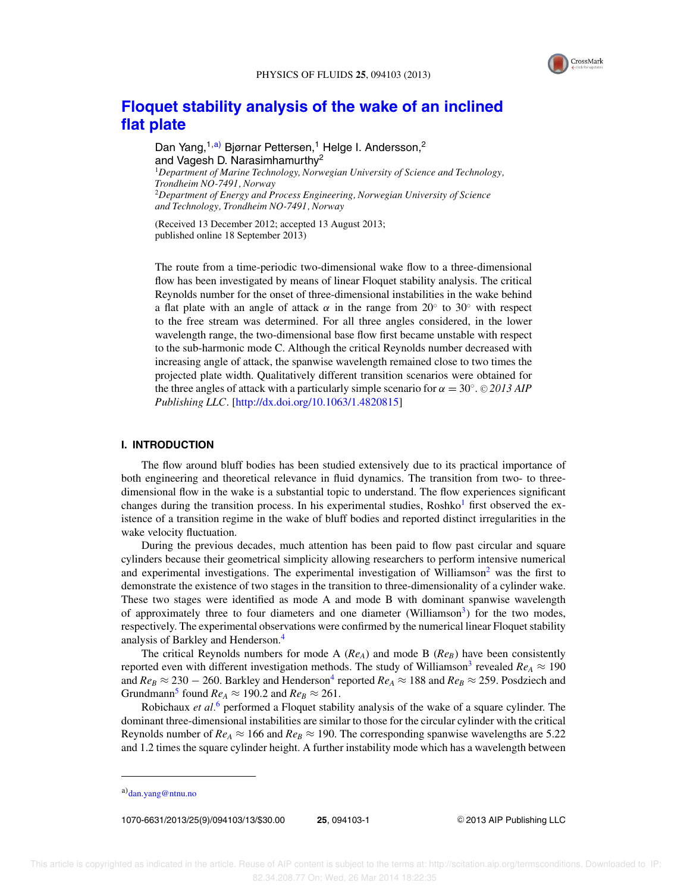# Floquet stability analysis of the wake of an inclined flat plate

Dan Yang,[1,a)] Bjørnar Pettersen,[1] Helge I. Andersson,[2] and Vagesh D. Narasimhamurthy[2]

[1]*Department of Marine Technology, Norwegian University of Science and Technology, Trondheim NO-7491, Norway*

[2]*Department of Energy and Process Engineering, Norwegian University of Science and Technology, Trondheim NO-7491, Norway*

(Received 13 December 2012; accepted 13 August 2013; published online 18 September 2013)

The route from a time-periodic two-dimensional wake flow to a three-dimensional flow has been investigated by means of linear Floquet stability analysis. The critical Reynolds number for the onset of three-dimensional instabilities in the wake behind a flat plate with an angle of attack $\alpha$ in the range from 20° to 30° with respect to the free stream was determined. For all three angles considered, in the lower wavelength range, the two-dimensional base flow first became unstable with respect to the sub-harmonic mode C. Although the critical Reynolds number decreased with increasing angle of attack, the spanwise wavelength remained close to two times the projected plate width. Qualitatively different transition scenarios were obtained for the three angles of attack with a particularly simple scenario for $\alpha = 30°$. © *2013 AIP Publishing LLC*. [http://dx.doi.org/10.1063/1.4820815]

## I. INTRODUCTION

The flow around bluff bodies has been studied extensively due to its practical importance of both engineering and theoretical relevance in fluid dynamics. The transition from two- to three-dimensional flow in the wake is a substantial topic to understand. The flow experiences significant changes during the transition process. In his experimental studies, Roshko[1] first observed the existence of a transition regime in the wake of bluff bodies and reported distinct irregularities in the wake velocity fluctuation.

During the previous decades, much attention has been paid to flow past circular and square cylinders because their geometrical simplicity allowing researchers to perform intensive numerical and experimental investigations. The experimental investigation of Williamson[2] was the first to demonstrate the existence of two stages in the transition to three-dimensionality of a cylinder wake. These two stages were identified as mode A and mode B with dominant spanwise wavelength of approximately three to four diameters and one diameter (Williamson[3]) for the two modes, respectively. The experimental observations were confirmed by the numerical linear Floquet stability analysis of Barkley and Henderson.[4]

The critical Reynolds numbers for mode A ($Re_A$) and mode B ($Re_B$) have been consistently reported even with different investigation methods. The study of Williamson[3] revealed $Re_A \approx 190$ and $Re_B \approx 230 - 260$. Barkley and Henderson[4] reported $Re_A \approx 188$ and $Re_B \approx 259$. Posdziech and Grundmann[5] found $Re_A \approx 190.2$ and $Re_B \approx 261$.

Robichaux *et al.*[6] performed a Floquet stability analysis of the wake of a square cylinder. The dominant three-dimensional instabilities are similar to those for the circular cylinder with the critical Reynolds number of $Re_A \approx 166$ and $Re_B \approx 190$. The corresponding spanwise wavelengths are 5.22 and 1.2 times the square cylinder height. A further instability mode which has a wavelength between

a)dan.yang@ntnu.no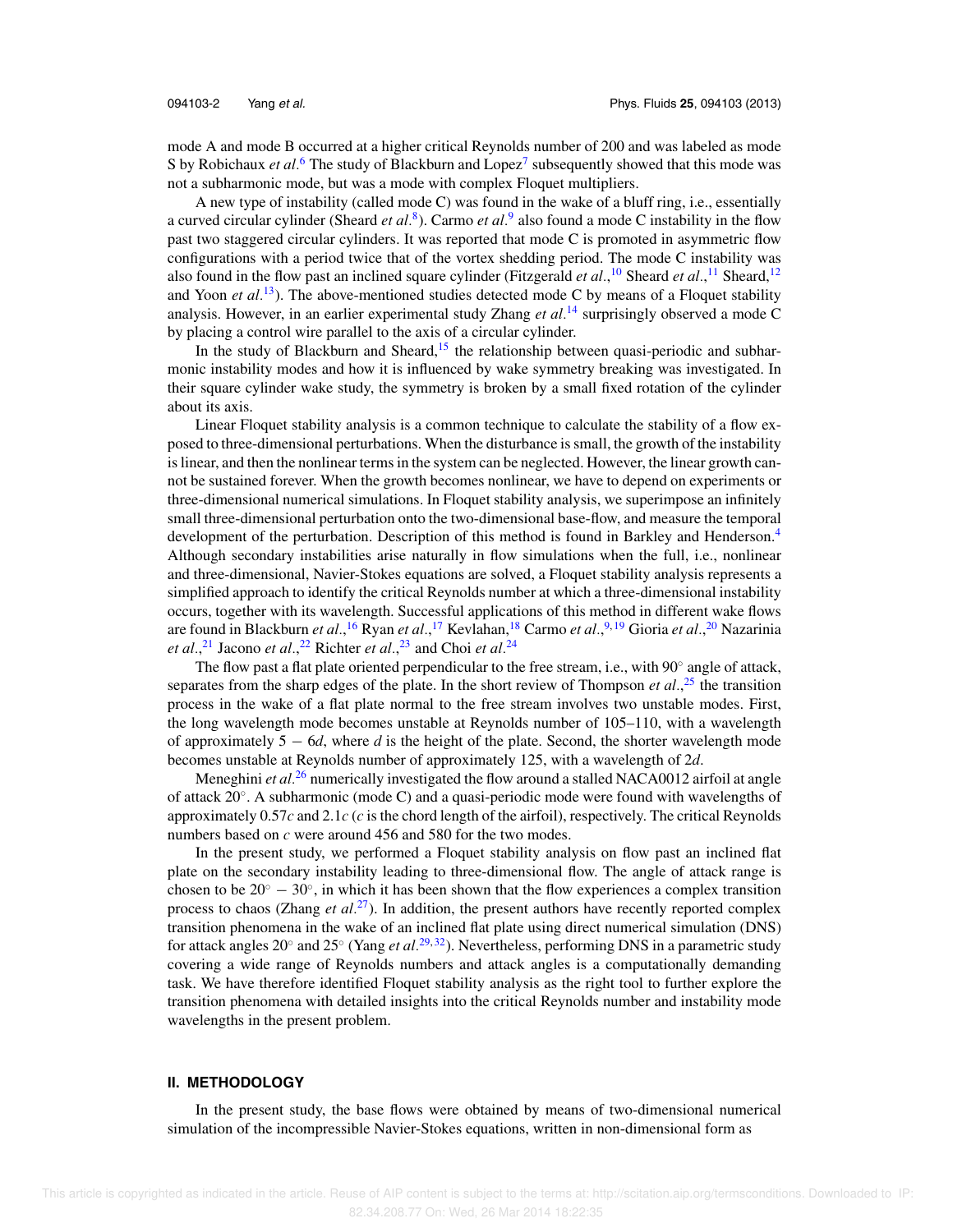mode A and mode B occurred at a higher critical Reynolds number of 200 and was labeled as mode S by Robichaux *et al*.[6] The study of Blackburn and Lopez[7] subsequently showed that this mode was not a subharmonic mode, but was a mode with complex Floquet multipliers.

A new type of instability (called mode C) was found in the wake of a bluff ring, i.e., essentially a curved circular cylinder (Sheard *et al*.[8]). Carmo *et al*.[9] also found a mode C instability in the flow past two staggered circular cylinders. It was reported that mode C is promoted in asymmetric flow configurations with a period twice that of the vortex shedding period. The mode C instability was also found in the flow past an inclined square cylinder (Fitzgerald *et al*.,[10] Sheard *et al*.,[11] Sheard,[12] and Yoon *et al*.[13]). The above-mentioned studies detected mode C by means of a Floquet stability analysis. However, in an earlier experimental study Zhang *et al*.[14] surprisingly observed a mode C by placing a control wire parallel to the axis of a circular cylinder.

In the study of Blackburn and Sheard,[15] the relationship between quasi-periodic and subharmonic instability modes and how it is influenced by wake symmetry breaking was investigated. In their square cylinder wake study, the symmetry is broken by a small fixed rotation of the cylinder about its axis.

Linear Floquet stability analysis is a common technique to calculate the stability of a flow exposed to three-dimensional perturbations. When the disturbance is small, the growth of the instability is linear, and then the nonlinear terms in the system can be neglected. However, the linear growth cannot be sustained forever. When the growth becomes nonlinear, we have to depend on experiments or three-dimensional numerical simulations. In Floquet stability analysis, we superimpose an infinitely small three-dimensional perturbation onto the two-dimensional base-flow, and measure the temporal development of the perturbation. Description of this method is found in Barkley and Henderson.[4] Although secondary instabilities arise naturally in flow simulations when the full, i.e., nonlinear and three-dimensional, Navier-Stokes equations are solved, a Floquet stability analysis represents a simplified approach to identify the critical Reynolds number at which a three-dimensional instability occurs, together with its wavelength. Successful applications of this method in different wake flows are found in Blackburn *et al*.,[16] Ryan *et al*.,[17] Kevlahan,[18] Carmo *et al*.,[9,19] Gioria *et al*.,[20] Nazarinia *et al*.,[21] Jacono *et al*.,[22] Richter *et al*.,[23] and Choi *et al*.[24]

The flow past a flat plate oriented perpendicular to the free stream, i.e., with 90° angle of attack, separates from the sharp edges of the plate. In the short review of Thompson *et al*.,[25] the transition process in the wake of a flat plate normal to the free stream involves two unstable modes. First, the long wavelength mode becomes unstable at Reynolds number of 105–110, with a wavelength of approximately $5 - 6d$, where $d$ is the height of the plate. Second, the shorter wavelength mode becomes unstable at Reynolds number of approximately 125, with a wavelength of $2d$.

Meneghini *et al*.[26] numerically investigated the flow around a stalled NACA0012 airfoil at angle of attack 20°. A subharmonic (mode C) and a quasi-periodic mode were found with wavelengths of approximately $0.57c$ and $2.1c$ ($c$ is the chord length of the airfoil), respectively. The critical Reynolds numbers based on $c$ were around 456 and 580 for the two modes.

In the present study, we performed a Floquet stability analysis on flow past an inclined flat plate on the secondary instability leading to three-dimensional flow. The angle of attack range is chosen to be $20^\circ - 30^\circ$, in which it has been shown that the flow experiences a complex transition process to chaos (Zhang *et al*.[27]). In addition, the present authors have recently reported complex transition phenomena in the wake of an inclined flat plate using direct numerical simulation (DNS) for attack angles 20° and 25° (Yang *et al*.[29,32]). Nevertheless, performing DNS in a parametric study covering a wide range of Reynolds numbers and attack angles is a computationally demanding task. We have therefore identified Floquet stability analysis as the right tool to further explore the transition phenomena with detailed insights into the critical Reynolds number and instability mode wavelengths in the present problem.

## II. METHODOLOGY

In the present study, the base flows were obtained by means of two-dimensional numerical simulation of the incompressible Navier-Stokes equations, written in non-dimensional form as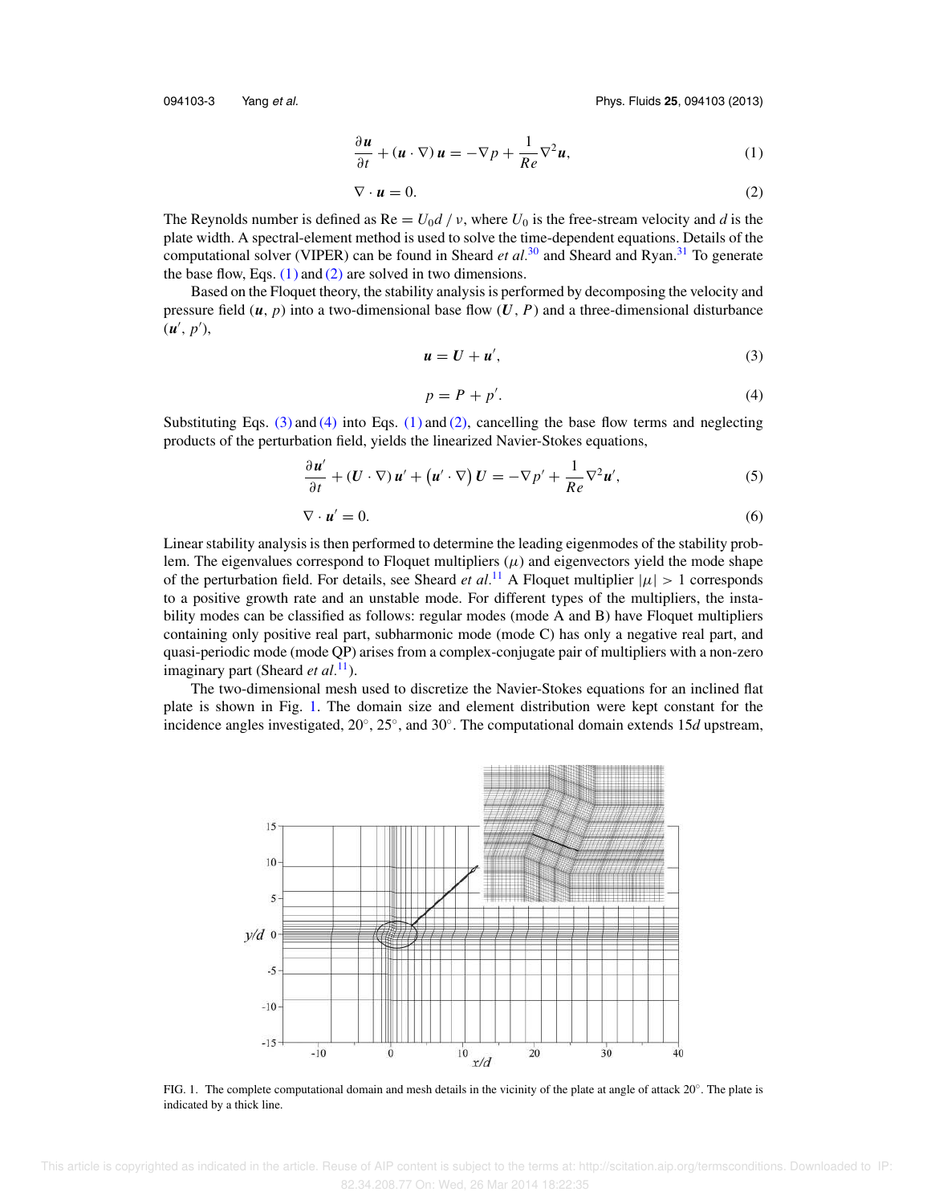$$\frac{\partial \boldsymbol{u}}{\partial t} + (\boldsymbol{u} \cdot \nabla)\, \boldsymbol{u} = -\nabla p + \frac{1}{Re} \nabla^2 \boldsymbol{u}, \tag{1}$$

$$\nabla \cdot \boldsymbol{u} = 0. \tag{2}$$

The Reynolds number is defined as $\mathrm{Re} = U_0 d \,/\, \nu$, where $U_0$ is the free-stream velocity and $d$ is the plate width. A spectral-element method is used to solve the time-dependent equations. Details of the computational solver (VIPER) can be found in Sheard *et al.*[30] and Sheard and Ryan.[31] To generate the base flow, Eqs. (1) and (2) are solved in two dimensions.

Based on the Floquet theory, the stability analysis is performed by decomposing the velocity and pressure field ($\boldsymbol{u}$, $p$) into a two-dimensional base flow ($\boldsymbol{U}$, $P$) and a three-dimensional disturbance ($\boldsymbol{u}'$, $p'$),

$$\boldsymbol{u} = \boldsymbol{U} + \boldsymbol{u}', \tag{3}$$

$$p = P + p'. \tag{4}$$

Substituting Eqs. (3) and (4) into Eqs. (1) and (2), cancelling the base flow terms and neglecting products of the perturbation field, yields the linearized Navier-Stokes equations,

$$\frac{\partial \boldsymbol{u}'}{\partial t} + (\boldsymbol{U} \cdot \nabla)\, \boldsymbol{u}' + \left(\boldsymbol{u}' \cdot \nabla\right) \boldsymbol{U} = -\nabla p' + \frac{1}{Re} \nabla^2 \boldsymbol{u}', \tag{5}$$

$$\nabla \cdot \boldsymbol{u}' = 0. \tag{6}$$

Linear stability analysis is then performed to determine the leading eigenmodes of the stability problem. The eigenvalues correspond to Floquet multipliers ($\mu$) and eigenvectors yield the mode shape of the perturbation field. For details, see Sheard *et al.*[11] A Floquet multiplier $|\mu| > 1$ corresponds to a positive growth rate and an unstable mode. For different types of the multipliers, the instability modes can be classified as follows: regular modes (mode A and B) have Floquet multipliers containing only positive real part, subharmonic mode (mode C) has only a negative real part, and quasi-periodic mode (mode QP) arises from a complex-conjugate pair of multipliers with a non-zero imaginary part (Sheard *et al.*[11]).

The two-dimensional mesh used to discretize the Navier-Stokes equations for an inclined flat plate is shown in Fig. 1. The domain size and element distribution were kept constant for the incidence angles investigated, 20°, 25°, and 30°. The computational domain extends $15d$ upstream,

FIG. 1. The complete computational domain and mesh details in the vicinity of the plate at angle of attack 20°. The plate is indicated by a thick line.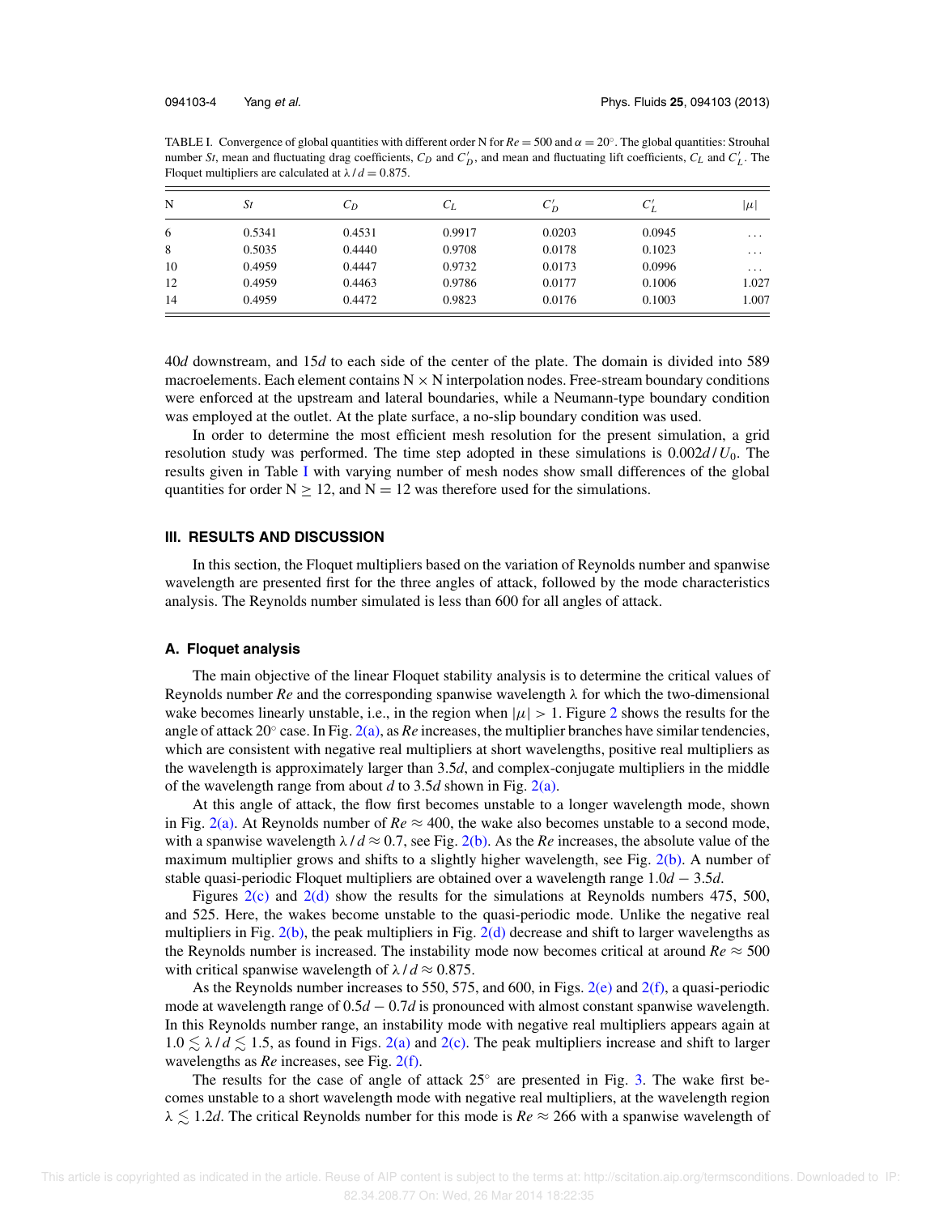TABLE I. Convergence of global quantities with different order N for $Re = 500$ and $\alpha = 20^{\circ}$. The global quantities: Strouhal number $St$, mean and fluctuating drag coefficients, $C_D$ and $C'_D$, and mean and fluctuating lift coefficients, $C_L$ and $C'_L$. The Floquet multipliers are calculated at $\lambda/d = 0.875$.

| N | $St$ | $C_D$ | $C_L$ | $C'_D$ | $C'_L$ | $\lvert\mu\rvert$ |
|---|---|---|---|---|---|---|
| 6 | 0.5341 | 0.4531 | 0.9917 | 0.0203 | 0.0945 | ... |
| 8 | 0.5035 | 0.4440 | 0.9708 | 0.0178 | 0.1023 | ... |
| 10 | 0.4959 | 0.4447 | 0.9732 | 0.0173 | 0.0996 | ... |
| 12 | 0.4959 | 0.4463 | 0.9786 | 0.0177 | 0.1006 | 1.027 |
| 14 | 0.4959 | 0.4472 | 0.9823 | 0.0176 | 0.1003 | 1.007 |

40$d$ downstream, and 15$d$ to each side of the center of the plate. The domain is divided into 589 macroelements. Each element contains N × N interpolation nodes. Free-stream boundary conditions were enforced at the upstream and lateral boundaries, while a Neumann-type boundary condition was employed at the outlet. At the plate surface, a no-slip boundary condition was used.

In order to determine the most efficient mesh resolution for the present simulation, a grid resolution study was performed. The time step adopted in these simulations is $0.002d/U_0$. The results given in Table I with varying number of mesh nodes show small differences of the global quantities for order N $\geq$ 12, and N = 12 was therefore used for the simulations.

### III. RESULTS AND DISCUSSION

In this section, the Floquet multipliers based on the variation of Reynolds number and spanwise wavelength are presented first for the three angles of attack, followed by the mode characteristics analysis. The Reynolds number simulated is less than 600 for all angles of attack.

#### A. Floquet analysis

The main objective of the linear Floquet stability analysis is to determine the critical values of Reynolds number $Re$ and the corresponding spanwise wavelength $\lambda$ for which the two-dimensional wake becomes linearly unstable, i.e., in the region when $|\mu| > 1$. Figure 2 shows the results for the angle of attack 20° case. In Fig. 2(a), as $Re$ increases, the multiplier branches have similar tendencies, which are consistent with negative real multipliers at short wavelengths, positive real multipliers as the wavelength is approximately larger than 3.5$d$, and complex-conjugate multipliers in the middle of the wavelength range from about $d$ to 3.5$d$ shown in Fig. 2(a).

At this angle of attack, the flow first becomes unstable to a longer wavelength mode, shown in Fig. 2(a). At Reynolds number of $Re \approx 400$, the wake also becomes unstable to a second mode, with a spanwise wavelength $\lambda/d \approx 0.7$, see Fig. 2(b). As the $Re$ increases, the absolute value of the maximum multiplier grows and shifts to a slightly higher wavelength, see Fig. 2(b). A number of stable quasi-periodic Floquet multipliers are obtained over a wavelength range $1.0d - 3.5d$.

Figures 2(c) and 2(d) show the results for the simulations at Reynolds numbers 475, 500, and 525. Here, the wakes become unstable to the quasi-periodic mode. Unlike the negative real multipliers in Fig. 2(b), the peak multipliers in Fig. 2(d) decrease and shift to larger wavelengths as the Reynolds number is increased. The instability mode now becomes critical at around $Re \approx 500$ with critical spanwise wavelength of $\lambda/d \approx 0.875$.

As the Reynolds number increases to 550, 575, and 600, in Figs. 2(e) and 2(f), a quasi-periodic mode at wavelength range of $0.5d - 0.7d$ is pronounced with almost constant spanwise wavelength. In this Reynolds number range, an instability mode with negative real multipliers appears again at $1.0 \lesssim \lambda/d \lesssim 1.5$, as found in Figs. 2(a) and 2(c). The peak multipliers increase and shift to larger wavelengths as $Re$ increases, see Fig. 2(f).

The results for the case of angle of attack 25° are presented in Fig. 3. The wake first becomes unstable to a short wavelength mode with negative real multipliers, at the wavelength region $\lambda \lesssim 1.2d$. The critical Reynolds number for this mode is $Re \approx 266$ with a spanwise wavelength of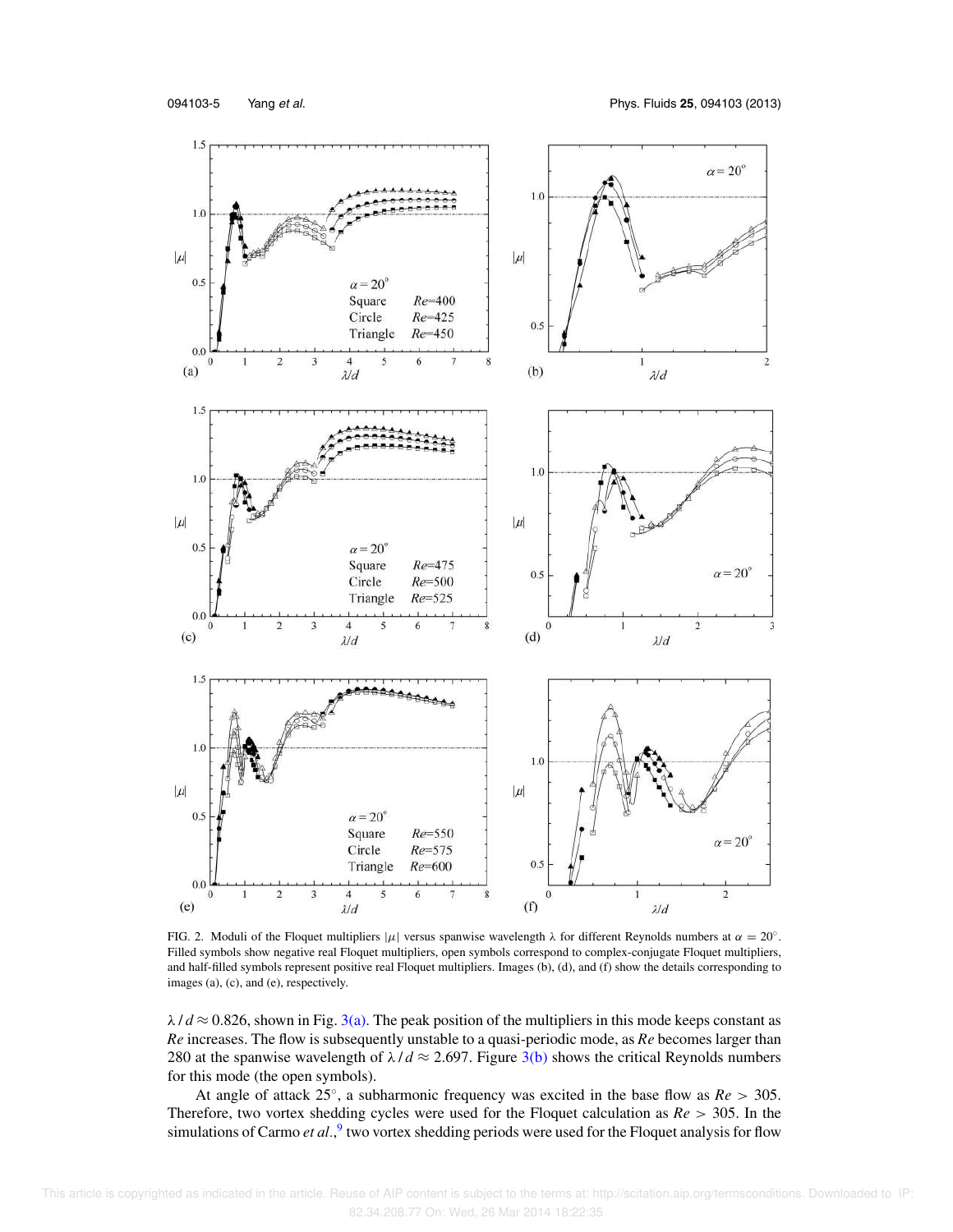FIG. 2. Moduli of the Floquet multipliers $|\mu|$ versus spanwise wavelength $\lambda$ for different Reynolds numbers at $\alpha = 20^\circ$. Filled symbols show negative real Floquet multipliers, open symbols correspond to complex-conjugate Floquet multipliers, and half-filled symbols represent positive real Floquet multipliers. Images (b), (d), and (f) show the details corresponding to images (a), (c), and (e), respectively.

$\lambda/d \approx 0.826$, shown in Fig. 3(a). The peak position of the multipliers in this mode keeps constant as *Re* increases. The flow is subsequently unstable to a quasi-periodic mode, as *Re* becomes larger than 280 at the spanwise wavelength of $\lambda/d \approx 2.697$. Figure 3(b) shows the critical Reynolds numbers for this mode (the open symbols).

At angle of attack 25°, a subharmonic frequency was excited in the base flow as *Re* > 305. Therefore, two vortex shedding cycles were used for the Floquet calculation as *Re* > 305. In the simulations of Carmo *et al.*,[9] two vortex shedding periods were used for the Floquet analysis for flow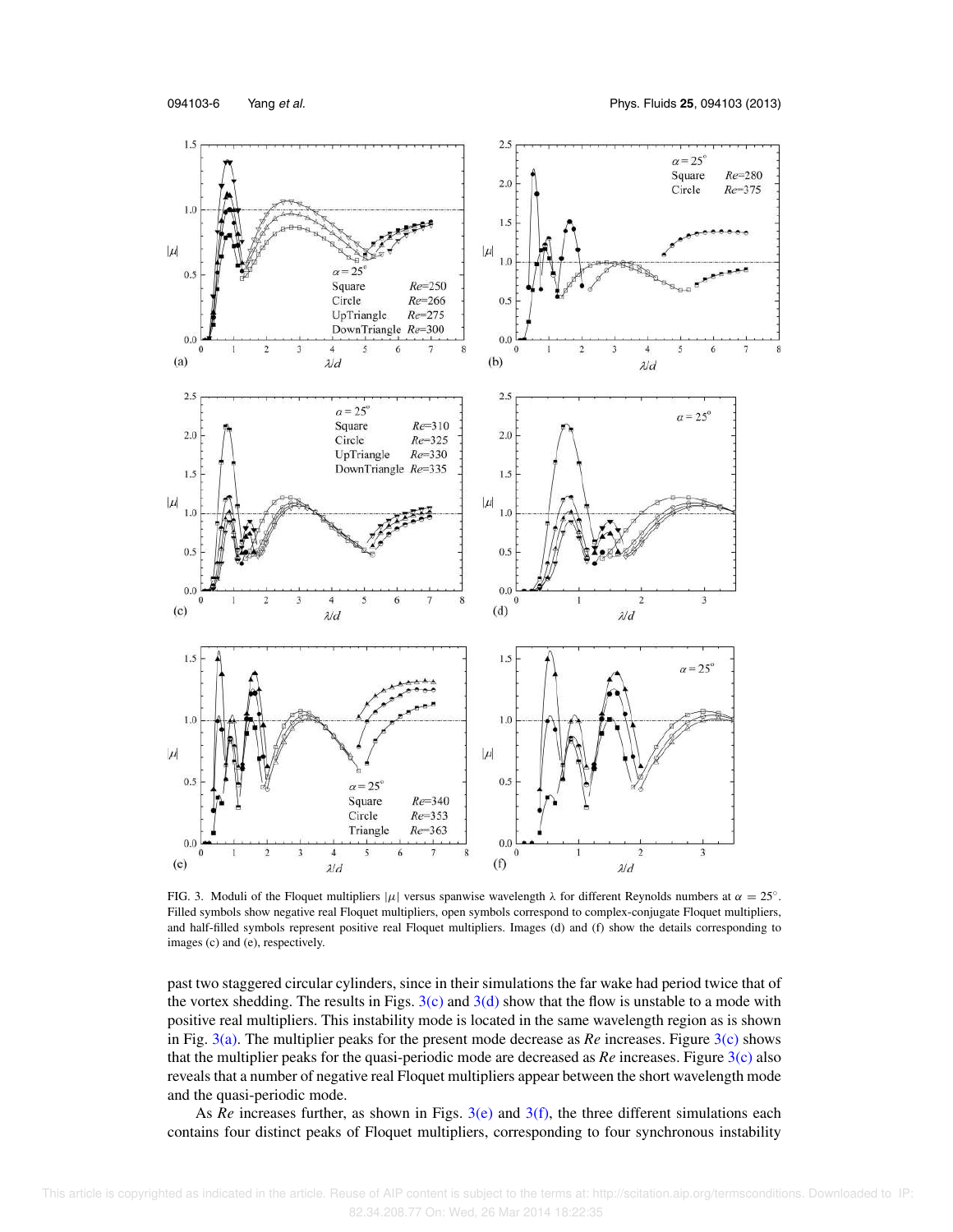FIG. 3. Moduli of the Floquet multipliers $|\mu|$ versus spanwise wavelength $\lambda$ for different Reynolds numbers at $\alpha = 25^{\circ}$. Filled symbols show negative real Floquet multipliers, open symbols correspond to complex-conjugate Floquet multipliers, and half-filled symbols represent positive real Floquet multipliers. Images (d) and (f) show the details corresponding to images (c) and (e), respectively.

past two staggered circular cylinders, since in their simulations the far wake had period twice that of the vortex shedding. The results in Figs. 3(c) and 3(d) show that the flow is unstable to a mode with positive real Floquet multipliers. This instability mode is located in the same wavelength region as is shown in Fig. 3(a). The multiplier peaks for the present mode decrease as *Re* increases. Figure 3(c) shows that the multiplier peaks for the quasi-periodic mode are decreased as *Re* increases. Figure 3(c) also reveals that a number of negative real Floquet multipliers appear between the short wavelength mode and the quasi-periodic mode.

As *Re* increases further, as shown in Figs. 3(e) and 3(f), the three different simulations each contains four distinct peaks of Floquet multipliers, corresponding to four synchronous instability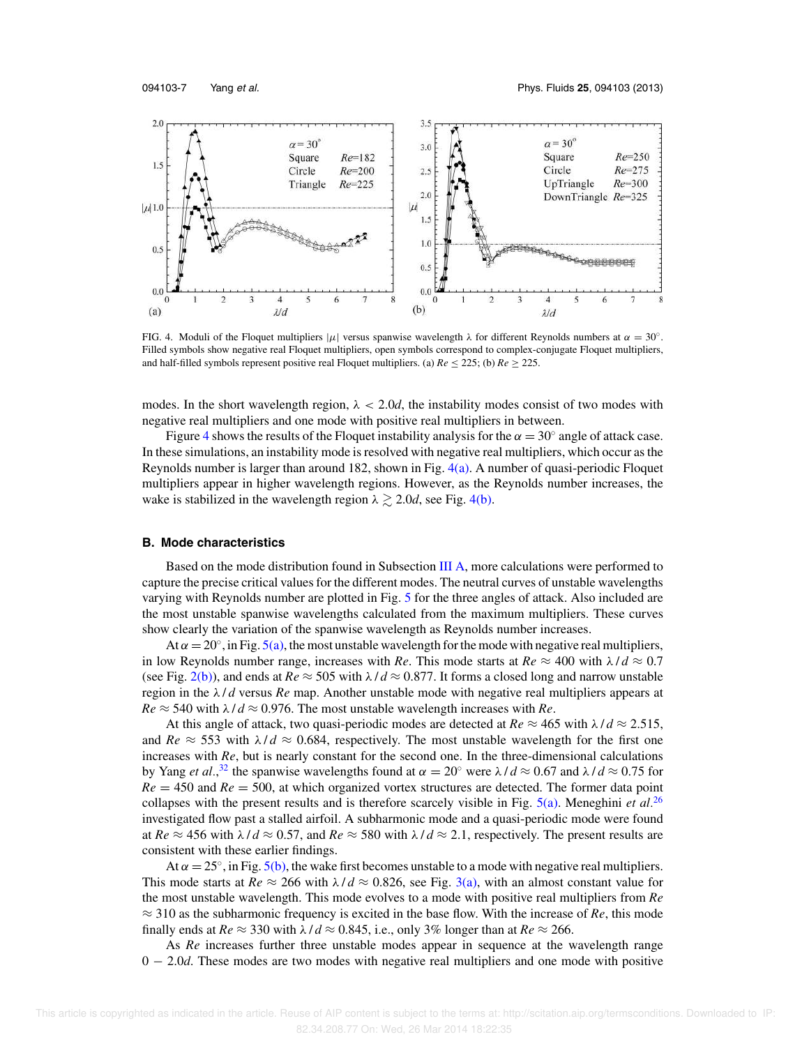FIG. 4. Moduli of the Floquet multipliers $|\mu|$ versus spanwise wavelength $\lambda$ for different Reynolds numbers at $\alpha = 30^{\circ}$. Filled symbols show negative real Floquet multipliers, open symbols correspond to complex-conjugate Floquet multipliers, and half-filled symbols represent positive real Floquet multipliers. (a) $Re \leq 225$; (b) $Re \geq 225$.

modes. In the short wavelength region, $\lambda < 2.0d$, the instability modes consist of two modes with negative real multipliers and one mode with positive real multipliers in between.

Figure 4 shows the results of the Floquet instability analysis for the $\alpha = 30^{\circ}$ angle of attack case. In these simulations, an instability mode is resolved with negative real multipliers, which occur as the Reynolds number is larger than around 182, shown in Fig. 4(a). A number of quasi-periodic Floquet multipliers appear in higher wavelength regions. However, as the Reynolds number increases, the wake is stabilized in the wavelength region $\lambda \gtrsim 2.0d$, see Fig. 4(b).

### B. Mode characteristics

Based on the mode distribution found in Subsection III A, more calculations were performed to capture the precise critical values for the different modes. The neutral curves of unstable wavelengths varying with Reynolds number are plotted in Fig. 5 for the three angles of attack. Also included are the most unstable spanwise wavelengths calculated from the maximum multipliers. These curves show clearly the variation of the spanwise wavelength as Reynolds number increases.

At $\alpha = 20^{\circ}$, in Fig. 5(a), the most unstable wavelength for the mode with negative real multipliers, in low Reynolds number range, increases with $Re$. This mode starts at $Re \approx 400$ with $\lambda / d \approx 0.7$ (see Fig. 2(b)), and ends at $Re \approx 505$ with $\lambda / d \approx 0.877$. It forms a closed long and narrow unstable region in the $\lambda / d$ versus $Re$ map. Another unstable mode with negative real multipliers appears at $Re \approx 540$ with $\lambda / d \approx 0.976$. The most unstable wavelength increases with $Re$.

At this angle of attack, two quasi-periodic modes are detected at $Re \approx 465$ with $\lambda / d \approx 2.515$, and $Re \approx 553$ with $\lambda / d \approx 0.684$, respectively. The most unstable wavelength for the first one increases with $Re$, but is nearly constant for the second one. In the three-dimensional calculations by Yang *et al.*,[32] the spanwise wavelengths found at $\alpha = 20^{\circ}$ were $\lambda / d \approx 0.67$ and $\lambda / d \approx 0.75$ for $Re = 450$ and $Re = 500$, at which organized vortex structures are detected. The former data point collapses with the present results and is therefore scarcely visible in Fig. 5(a). Meneghini *et al.*[26] investigated flow past a stalled airfoil. A subharmonic mode and a quasi-periodic mode were found at $Re \approx 456$ with $\lambda / d \approx 0.57$, and $Re \approx 580$ with $\lambda / d \approx 2.1$, respectively. The present results are consistent with these earlier findings.

At $\alpha = 25^{\circ}$, in Fig. 5(b), the wake first becomes unstable to a mode with negative real multipliers. This mode starts at $Re \approx 266$ with $\lambda / d \approx 0.826$, see Fig. 3(a), with an almost constant value for the most unstable wavelength. This mode evolves to a mode with positive real multipliers from $Re \approx 310$ as the subharmonic frequency is excited in the base flow. With the increase of $Re$, this mode finally ends at $Re \approx 330$ with $\lambda / d \approx 0.845$, i.e., only 3% longer than at $Re \approx 266$.

As $Re$ increases further three unstable modes appear in sequence at the wavelength range $0 - 2.0d$. These modes are two modes with negative real multipliers and one mode with positive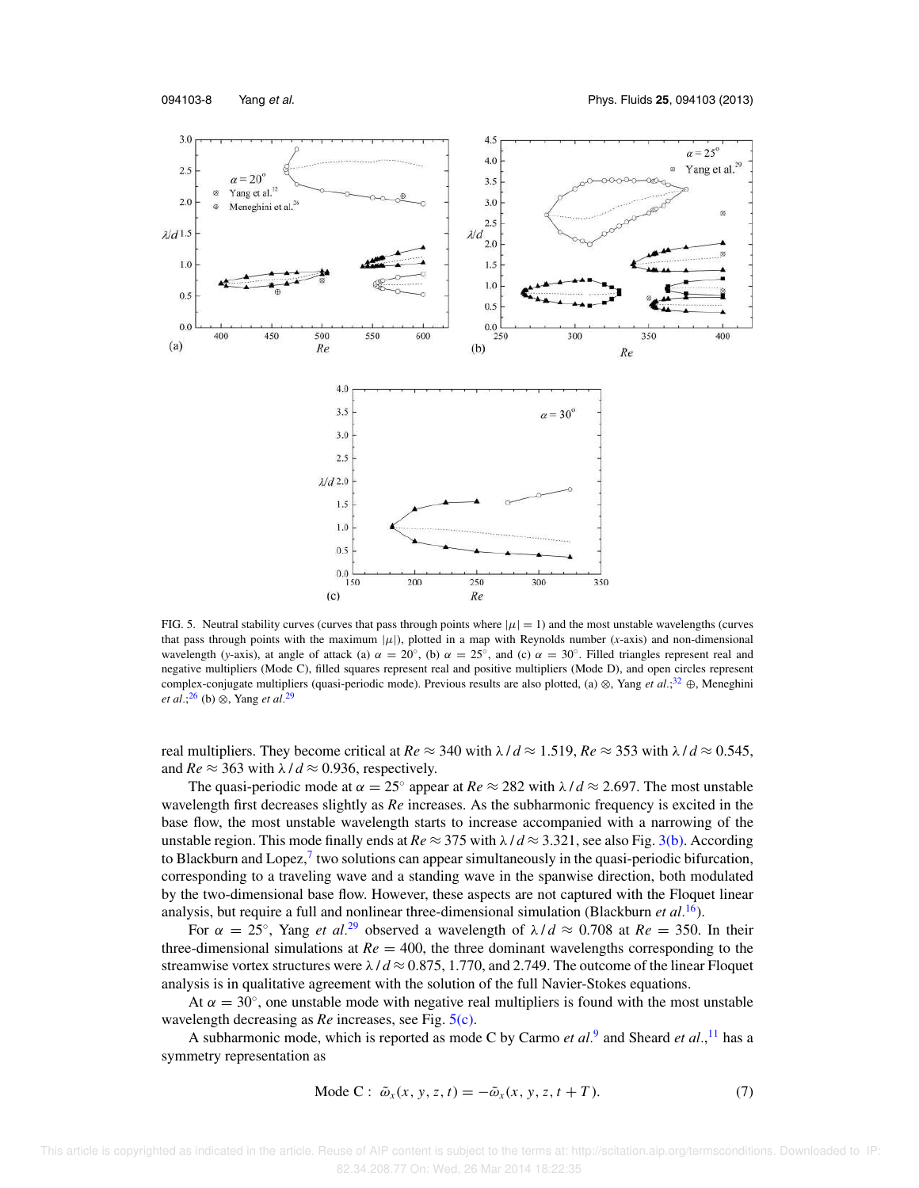FIG. 5. Neutral stability curves (curves that pass through points where $|\mu| = 1$) and the most unstable wavelengths (curves that pass through points with the maximum $|\mu|$), plotted in a map with Reynolds number ($x$-axis) and non-dimensional wavelength ($y$-axis), at angle of attack (a) $\alpha = 20^\circ$, (b) $\alpha = 25^\circ$, and (c) $\alpha = 30^\circ$. Filled triangles represent real and negative multipliers (Mode C), filled squares represent real and positive multipliers (Mode D), and open circles represent complex-conjugate multipliers (quasi-periodic mode). Previous results are also plotted, (a) ⊗, Yang *et al.*;[32] ⊕, Meneghini *et al.*;[26] (b) ⊗, Yang *et al.*[29]

real multipliers. They become critical at $Re \approx 340$ with $\lambda/d \approx 1.519$, $Re \approx 353$ with $\lambda/d \approx 0.545$, and $Re \approx 363$ with $\lambda/d \approx 0.936$, respectively.

The quasi-periodic mode at $\alpha = 25^\circ$ appear at $Re \approx 282$ with $\lambda/d \approx 2.697$. The most unstable wavelength first decreases slightly as $Re$ increases. As the subharmonic frequency is excited in the base flow, the most unstable wavelength starts to increase accompanied with a narrowing of the unstable region. This mode finally ends at $Re \approx 375$ with $\lambda/d \approx 3.321$, see also Fig. 3(b). According to Blackburn and Lopez,[7] two solutions can appear simultaneously in the quasi-periodic bifurcation, corresponding to a traveling wave and a standing wave in the spanwise direction, both modulated by the two-dimensional base flow. However, these aspects are not captured with the Floquet linear analysis, but require a full and nonlinear three-dimensional simulation (Blackburn *et al.*[16]).

For $\alpha = 25^\circ$, Yang *et al.*[29] observed a wavelength of $\lambda/d \approx 0.708$ at $Re = 350$. In their three-dimensional simulations at $Re = 400$, the three dominant wavelengths corresponding to the streamwise vortex structures were $\lambda/d \approx 0.875$, 1.770, and 2.749. The outcome of the linear Floquet analysis is in qualitative agreement with the solution of the full Navier-Stokes equations.

At $\alpha = 30^\circ$, one unstable mode with negative real multipliers is found with the most unstable wavelength decreasing as $Re$ increases, see Fig. 5(c).

A subharmonic mode, which is reported as mode C by Carmo *et al.*[9] and Sheard *et al.*,[11] has a symmetry representation as

$$\text{Mode C}: \ \tilde{\omega}_x(x, y, z, t) = -\tilde{\omega}_x(x, y, z, t + T). \tag{7}$$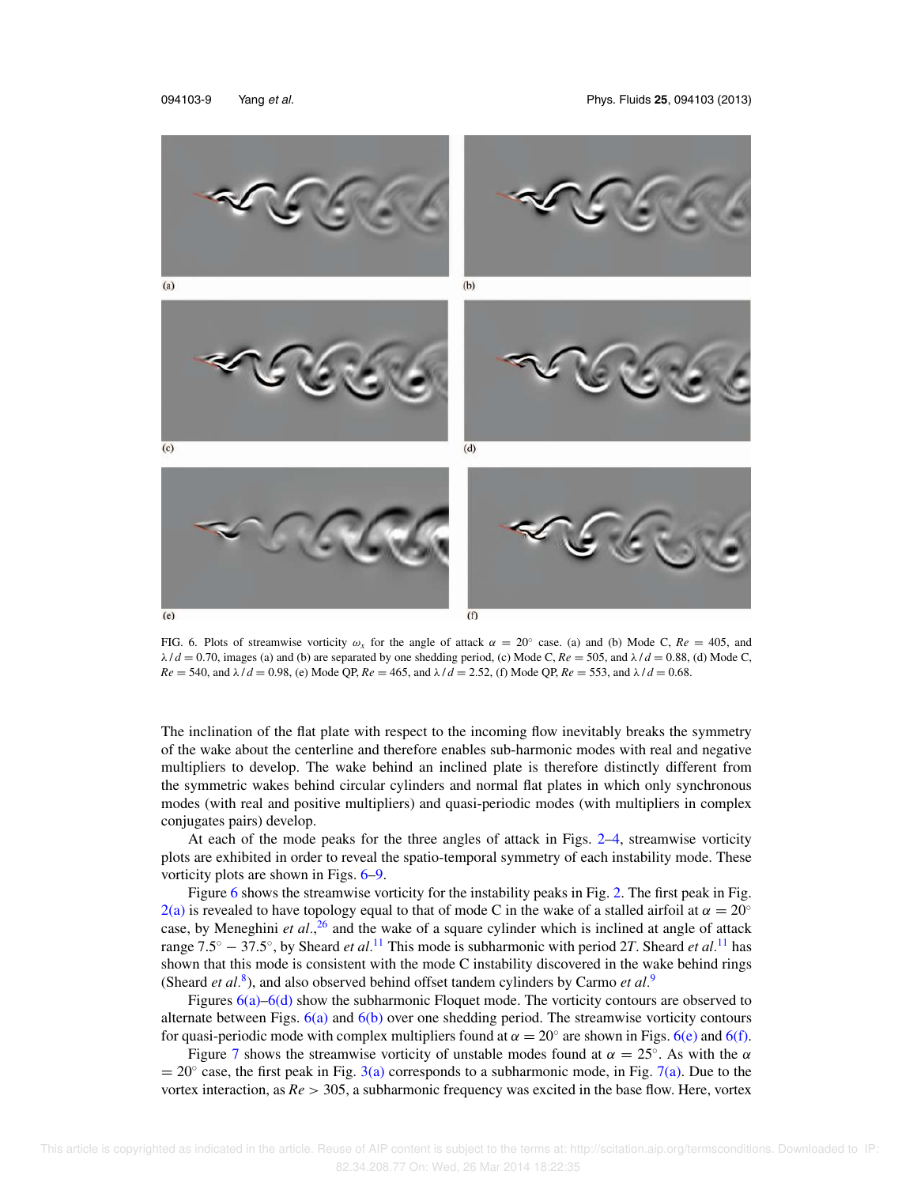(a)

(b)

(c)

(d)

(e)

(f)

FIG. 6. Plots of streamwise vorticity $\omega_x$ for the angle of attack $\alpha = 20^\circ$ case. (a) and (b) Mode C, $Re = 405$, and $\lambda/d = 0.70$, images (a) and (b) are separated by one shedding period, (c) Mode C, $Re = 505$, and $\lambda/d = 0.88$, (d) Mode C, $Re = 540$, and $\lambda/d = 0.98$, (e) Mode QP, $Re = 465$, and $\lambda/d = 2.52$, (f) Mode QP, $Re = 553$, and $\lambda/d = 0.68$.

The inclination of the flat plate with respect to the incoming flow inevitably breaks the symmetry of the wake about the centerline and therefore enables sub-harmonic modes with real and negative multipliers to develop. The wake behind an inclined plate is therefore distinctly different from the symmetric wakes behind circular cylinders and normal flat plates in which only synchronous modes (with real and positive multipliers) and quasi-periodic modes (with multipliers in complex conjugates pairs) develop.

At each of the mode peaks for the three angles of attack in Figs. 2–4, streamwise vorticity plots are exhibited in order to reveal the spatio-temporal symmetry of each instability mode. These vorticity plots are shown in Figs. 6–9.

Figure 6 shows the streamwise vorticity for the instability peaks in Fig. 2. The first peak in Fig. 2(a) is revealed to have topology equal to that of mode C in the wake of a stalled airfoil at $\alpha = 20^\circ$ case, by Meneghini *et al.*,[26] and the wake of a square cylinder which is inclined at angle of attack range $7.5^\circ - 37.5^\circ$, by Sheard *et al.*[11] This mode is subharmonic with period $2T$. Sheard *et al.*[11] has shown that this mode is consistent with the mode C instability discovered in the wake behind rings (Sheard *et al.*[8]), and also observed behind offset tandem cylinders by Carmo *et al.*[9]

Figures 6(a)–6(d) show the subharmonic Floquet mode. The vorticity contours are observed to alternate between Figs. 6(a) and 6(b) over one shedding period. The streamwise vorticity contours for quasi-periodic mode with complex multipliers found at $\alpha = 20^\circ$ are shown in Figs. 6(e) and 6(f).

Figure 7 shows the streamwise vorticity of unstable modes found at $\alpha = 25^\circ$. As with the $\alpha = 20^\circ$ case, the first peak in Fig. 3(a) corresponds to a subharmonic mode, in Fig. 7(a). Due to the vortex interaction, as $Re > 305$, a subharmonic frequency was excited in the base flow. Here, vortex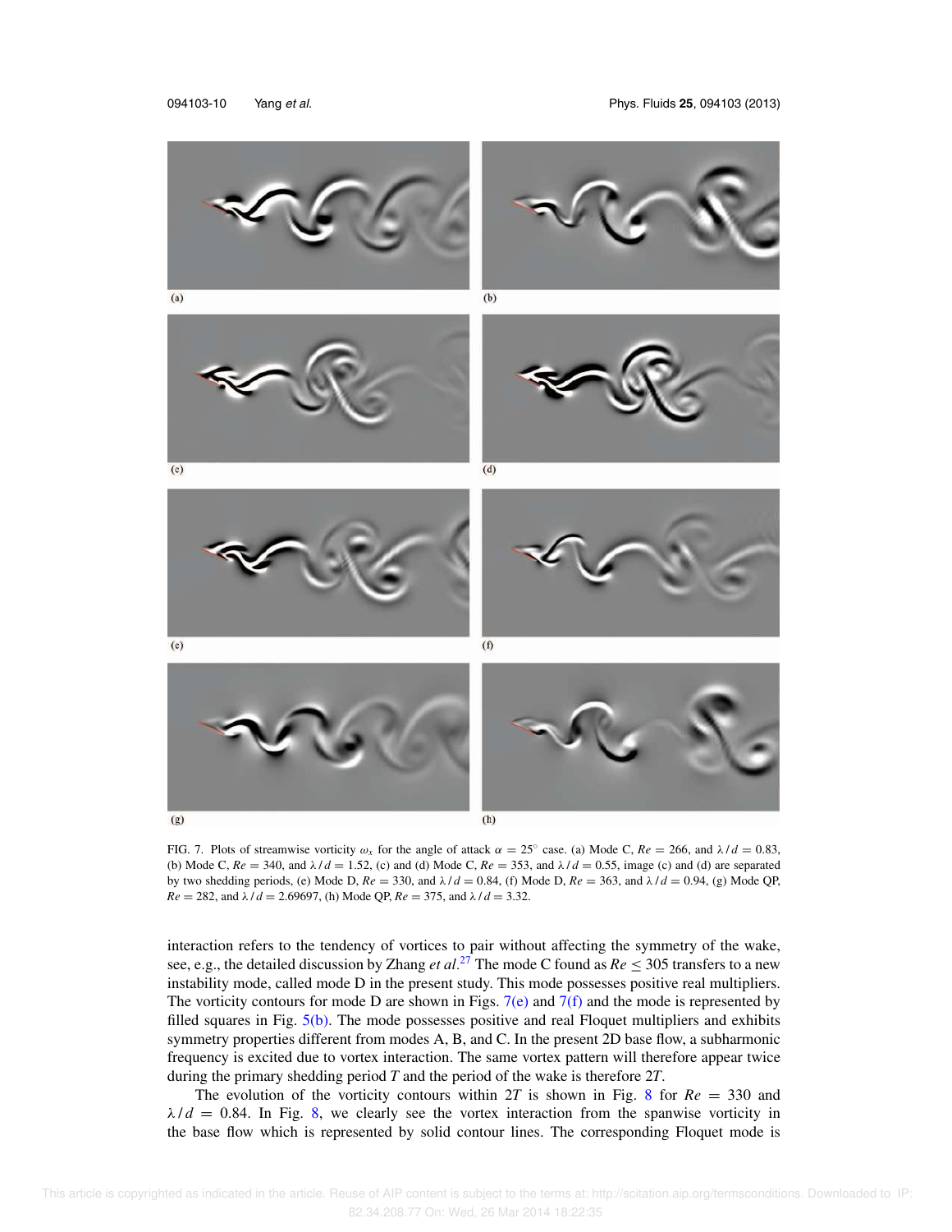FIG. 7. Plots of streamwise vorticity $\omega_x$ for the angle of attack $\alpha = 25^\circ$ case. (a) Mode C, $Re = 266$, and $\lambda/d = 0.83$, (b) Mode C, $Re = 340$, and $\lambda/d = 1.52$, (c) and (d) Mode C, $Re = 353$, and $\lambda/d = 0.55$, image (c) and (d) are separated by two shedding periods, (e) Mode D, $Re = 330$, and $\lambda/d = 0.84$, (f) Mode D, $Re = 363$, and $\lambda/d = 0.94$, (g) Mode QP, $Re = 282$, and $\lambda/d = 2.69697$, (h) Mode QP, $Re = 375$, and $\lambda/d = 3.32$.

interaction refers to the tendency of vortices to pair without affecting the symmetry of the wake, see, e.g., the detailed discussion by Zhang *et al.*[27] The mode C found as $Re \leq 305$ transfers to a new instability mode, called mode D in the present study. This mode possesses positive real multipliers. The vorticity contours for mode D are shown in Figs. 7(e) and 7(f) and the mode is represented by filled squares in Fig. 5(b). The mode possesses positive and real Floquet multipliers and exhibits symmetry properties different from modes A, B, and C. In the present 2D base flow, a subharmonic frequency is excited due to vortex interaction. The same vortex pattern will therefore appear twice during the primary shedding period $T$ and the period of the wake is therefore $2T$.

The evolution of the vorticity contours within $2T$ is shown in Fig. 8 for $Re = 330$ and $\lambda/d = 0.84$. In Fig. 8, we clearly see the vortex interaction from the spanwise vorticity in the base flow which is represented by solid contour lines. The corresponding Floquet mode is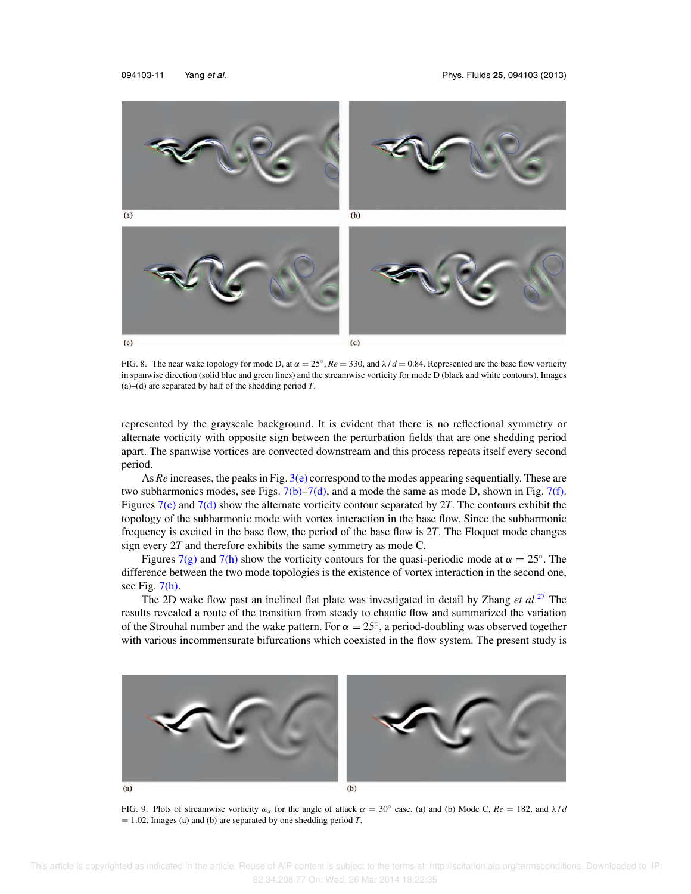FIG. 8. The near wake topology for mode D, at $\alpha = 25^{\circ}$, $Re = 330$, and $\lambda / d = 0.84$. Represented are the base flow vorticity in spanwise direction (solid blue and green lines) and the streamwise vorticity for mode D (black and white contours). Images (a)–(d) are separated by half of the shedding period $T$.

represented by the grayscale background. It is evident that there is no reflectional symmetry or alternate vorticity with opposite sign between the perturbation fields that are one shedding period apart. The spanwise vortices are convected downstream and this process repeats itself every second period.

As $Re$ increases, the peaks in Fig. 3(e) correspond to the modes appearing sequentially. These are two subharmonics modes, see Figs. 7(b)–7(d), and a mode the same as mode D, shown in Fig. 7(f). Figures 7(c) and 7(d) show the alternate vorticity contour separated by $2T$. The contours exhibit the topology of the subharmonic mode with vortex interaction in the base flow. Since the subharmonic frequency is excited in the base flow, the period of the base flow is $2T$. The Floquet mode changes sign every $2T$ and therefore exhibits the same symmetry as mode C.

Figures 7(g) and 7(h) show the vorticity contours for the quasi-periodic mode at $\alpha = 25^{\circ}$. The difference between the two mode topologies is the existence of vortex interaction in the second one, see Fig. 7(h).

The 2D wake flow past an inclined flat plate was investigated in detail by Zhang *et al*.[27] The results revealed a route of the transition from steady to chaotic flow and summarized the variation of the Strouhal number and the wake pattern. For $\alpha = 25^{\circ}$, a period-doubling was observed together with various incommensurate bifurcations which coexisted in the flow system. The present study is

FIG. 9. Plots of streamwise vorticity $\omega_x$ for the angle of attack $\alpha = 30^{\circ}$ case. (a) and (b) Mode C, $Re = 182$, and $\lambda / d = 1.02$. Images (a) and (b) are separated by one shedding period $T$.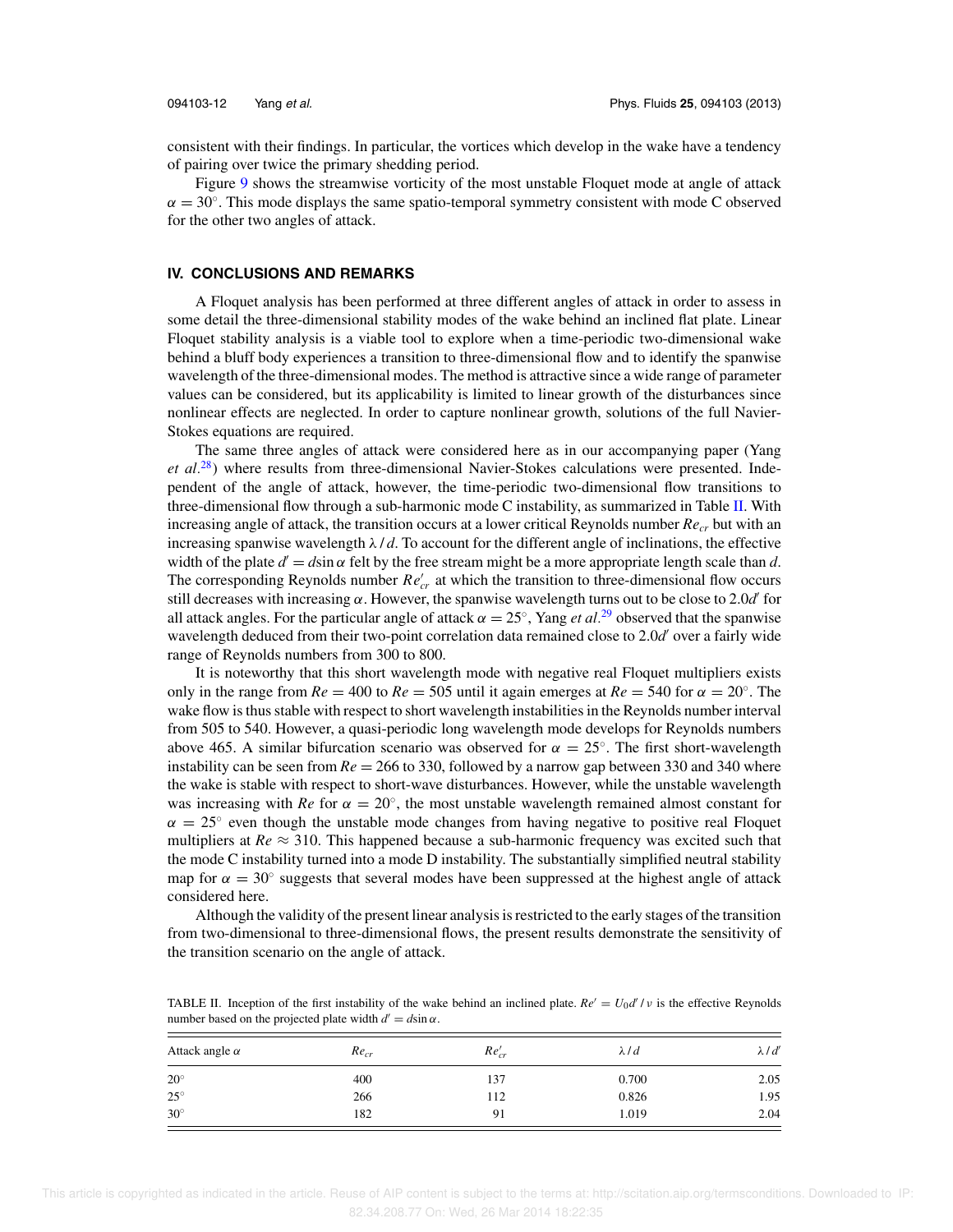consistent with their findings. In particular, the vortices which develop in the wake have a tendency of pairing over twice the primary shedding period.

Figure 9 shows the streamwise vorticity of the most unstable Floquet mode at angle of attack $\alpha = 30^\circ$. This mode displays the same spatio-temporal symmetry consistent with mode C observed for the other two angles of attack.

## IV. CONCLUSIONS AND REMARKS

A Floquet analysis has been performed at three different angles of attack in order to assess in some detail the three-dimensional stability modes of the wake behind an inclined flat plate. Linear Floquet stability analysis is a viable tool to explore when a time-periodic two-dimensional wake behind a bluff body experiences a transition to three-dimensional flow and to identify the spanwise wavelength of the three-dimensional modes. The method is attractive since a wide range of parameter values can be considered, but its applicability is limited to linear growth of the disturbances since nonlinear effects are neglected. In order to capture nonlinear growth, solutions of the full Navier-Stokes equations are required.

The same three angles of attack were considered here as in our accompanying paper (Yang *et al.*[28]) where results from three-dimensional Navier-Stokes calculations were presented. Independent of the angle of attack, however, the time-periodic two-dimensional flow transitions to three-dimensional flow through a sub-harmonic mode C instability, as summarized in Table II. With increasing angle of attack, the transition occurs at a lower critical Reynolds number $Re_{cr}$ but with an increasing spanwise wavelength $\lambda / d$. To account for the different angle of inclinations, the effective width of the plate $d' = d\sin\alpha$ felt by the free stream might be a more appropriate length scale than $d$. The corresponding Reynolds number $Re'_{cr}$ at which the transition to three-dimensional flow occurs still decreases with increasing $\alpha$. However, the spanwise wavelength turns out to be close to $2.0d'$ for all attack angles. For the particular angle of attack $\alpha = 25^\circ$, Yang *et al.*[29] observed that the spanwise wavelength deduced from their two-point correlation data remained close to $2.0d'$ over a fairly wide range of Reynolds numbers from 300 to 800.

It is noteworthy that this short wavelength mode with negative real Floquet multipliers exists only in the range from $Re = 400$ to $Re = 505$ until it again emerges at $Re = 540$ for $\alpha = 20^\circ$. The wake flow is thus stable with respect to short wavelength instabilities in the Reynolds number interval from 505 to 540. However, a quasi-periodic long wavelength mode develops for Reynolds numbers above 465. A similar bifurcation scenario was observed for $\alpha = 25^\circ$. The first short-wavelength instability can be seen from $Re = 266$ to 330, followed by a narrow gap between 330 and 340 where the wake is stable with respect to short-wave disturbances. However, while the unstable wavelength was increasing with $Re$ for $\alpha = 20^\circ$, the most unstable wavelength remained almost constant for $\alpha = 25^\circ$ even though the unstable mode changes from having negative to positive real Floquet multipliers at $Re \approx 310$. This happened because a sub-harmonic frequency was excited such that the mode C instability turned into a mode D instability. The substantially simplified neutral stability map for $\alpha = 30^\circ$ suggests that several modes have been suppressed at the highest angle of attack considered here.

Although the validity of the present linear analysis is restricted to the early stages of the transition from two-dimensional to three-dimensional flows, the present results demonstrate the sensitivity of the transition scenario on the angle of attack.

TABLE II. Inception of the first instability of the wake behind an inclined plate. $Re' = U_0 d' / \nu$ is the effective Reynolds number based on the projected plate width $d' = d\sin\alpha$.

| Attack angle $\alpha$ | $Re_{cr}$ | $Re'_{cr}$ | $\lambda / d$ | $\lambda / d'$ |
|---|---|---|---|---|
| $20^\circ$ | 400 | 137 | 0.700 | 2.05 |
| $25^\circ$ | 266 | 112 | 0.826 | 1.95 |
| $30^\circ$ | 182 | 91 | 1.019 | 2.04 |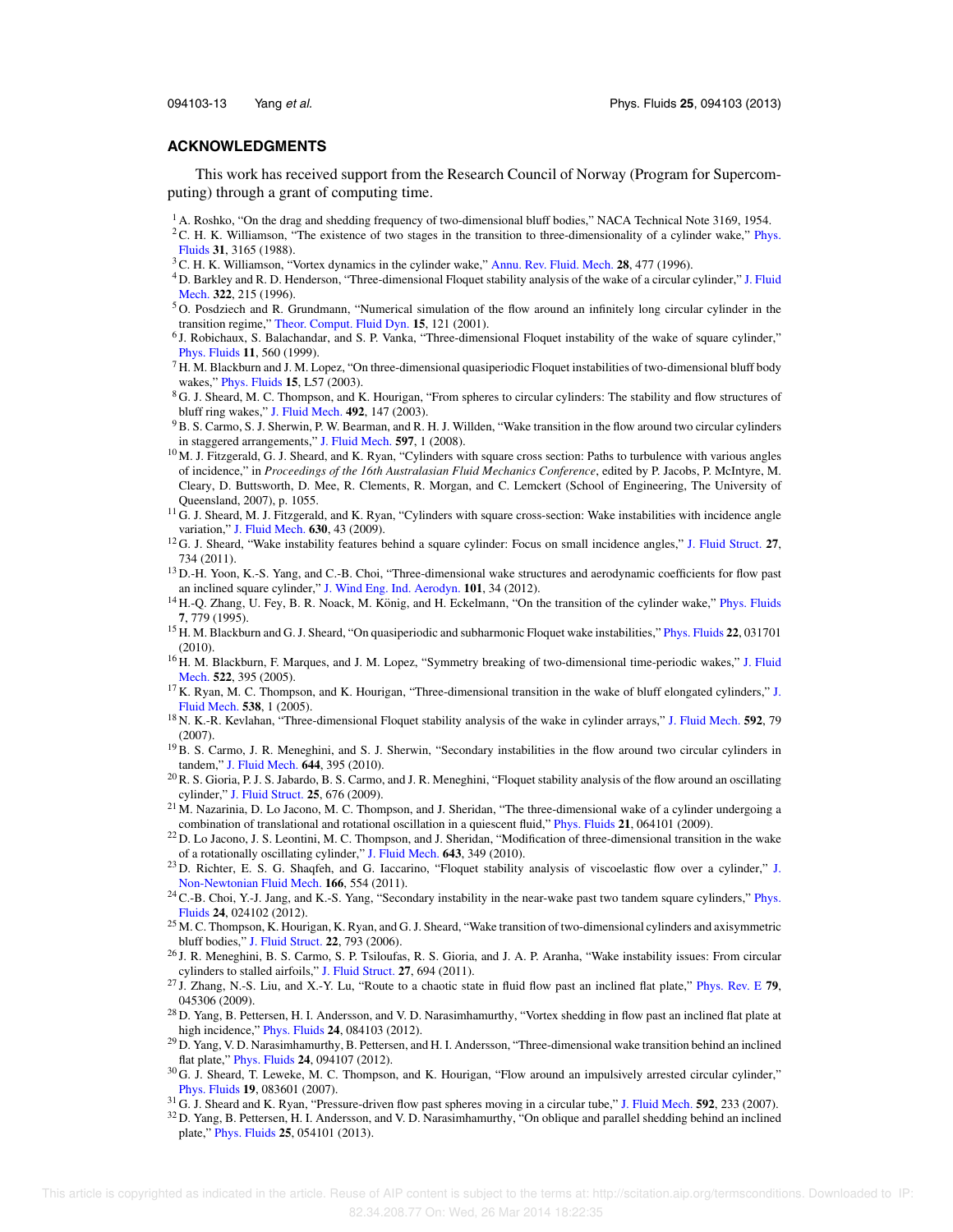## ACKNOWLEDGMENTS

This work has received support from the Research Council of Norway (Program for Supercomputing) through a grant of computing time.

[1] A. Roshko, "On the drag and shedding frequency of two-dimensional bluff bodies," NACA Technical Note 3169, 1954.

[2] C. H. K. Williamson, "The existence of two stages in the transition to three-dimensionality of a cylinder wake," Phys. Fluids **31**, 3165 (1988).

[3] C. H. K. Williamson, "Vortex dynamics in the cylinder wake," Annu. Rev. Fluid. Mech. **28**, 477 (1996).

[4] D. Barkley and R. D. Henderson, "Three-dimensional Floquet stability analysis of the wake of a circular cylinder," J. Fluid Mech. **322**, 215 (1996).

[5] O. Posdziech and R. Grundmann, "Numerical simulation of the flow around an infinitely long circular cylinder in the transition regime," Theor. Comput. Fluid Dyn. **15**, 121 (2001).

[6] J. Robichaux, S. Balachandar, and S. P. Vanka, "Three-dimensional Floquet instability of the wake of square cylinder," Phys. Fluids **11**, 560 (1999).

[7] H. M. Blackburn and J. M. Lopez, "On three-dimensional quasiperiodic Floquet instabilities of two-dimensional bluff body wakes," Phys. Fluids **15**, L57 (2003).

[8] G. J. Sheard, M. C. Thompson, and K. Hourigan, "From spheres to circular cylinders: The stability and flow structures of bluff ring wakes," J. Fluid Mech. **492**, 147 (2003).

[9] B. S. Carmo, S. J. Sherwin, P. W. Bearman, and R. H. J. Willden, "Wake transition in the flow around two circular cylinders in staggered arrangements," J. Fluid Mech. **597**, 1 (2008).

[10] M. J. Fitzgerald, G. J. Sheard, and K. Ryan, "Cylinders with square cross section: Paths to turbulence with various angles of incidence," in *Proceedings of the 16th Australasian Fluid Mechanics Conference*, edited by P. Jacobs, P. McIntyre, M. Cleary, D. Buttsworth, D. Mee, R. Clements, R. Morgan, and C. Lemckert (School of Engineering, The University of Queensland, 2007), p. 1055.

[11] G. J. Sheard, M. J. Fitzgerald, and K. Ryan, "Cylinders with square cross-section: Wake instabilities with incidence angle variation," J. Fluid Mech. **630**, 43 (2009).

[12] G. J. Sheard, "Wake instability features behind a square cylinder: Focus on small incidence angles," J. Fluid Struct. **27**, 734 (2011).

[13] D.-H. Yoon, K.-S. Yang, and C.-B. Choi, "Three-dimensional wake structures and aerodynamic coefficients for flow past an inclined square cylinder," J. Wind Eng. Ind. Aerodyn. **101**, 34 (2012).

[14] H.-Q. Zhang, U. Fey, B. R. Noack, M. König, and H. Eckelmann, "On the transition of the cylinder wake," Phys. Fluids **7**, 779 (1995).

[15] H. M. Blackburn and G. J. Sheard, "On quasiperiodic and subharmonic Floquet wake instabilities," Phys. Fluids **22**, 031701 (2010).

[16] H. M. Blackburn, F. Marques, and J. M. Lopez, "Symmetry breaking of two-dimensional time-periodic wakes," J. Fluid Mech. **522**, 395 (2005).

[17] K. Ryan, M. C. Thompson, and K. Hourigan, "Three-dimensional transition in the wake of bluff elongated cylinders," J. Fluid Mech. **538**, 1 (2005).

[18] N. K.-R. Kevlahan, "Three-dimensional Floquet stability analysis of the wake in cylinder arrays," J. Fluid Mech. **592**, 79 (2007).

[19] B. S. Carmo, J. R. Meneghini, and S. J. Sherwin, "Secondary instabilities in the flow around two circular cylinders in tandem," J. Fluid Mech. **644**, 395 (2010).

[20] R. S. Gioria, P. J. S. Jabardo, B. S. Carmo, and J. R. Meneghini, "Floquet stability analysis of the flow around an oscillating cylinder," J. Fluid Struct. **25**, 676 (2009).

[21] M. Nazarinia, D. Lo Jacono, M. C. Thompson, and J. Sheridan, "The three-dimensional wake of a cylinder undergoing a combination of translational and rotational oscillation in a quiescent fluid," Phys. Fluids **21**, 064101 (2009).

[22] D. Lo Jacono, J. S. Leontini, M. C. Thompson, and J. Sheridan, "Modification of three-dimensional transition in the wake of a rotationally oscillating cylinder," J. Fluid Mech. **643**, 349 (2010).

[23] D. Richter, E. S. G. Shaqfeh, and G. Iaccarino, "Floquet stability analysis of viscoelastic flow over a cylinder," J. Non-Newtonian Fluid Mech. **166**, 554 (2011).

[24] C.-B. Choi, Y.-J. Jang, and K.-S. Yang, "Secondary instability in the near-wake past two tandem square cylinders," Phys. Fluids **24**, 024102 (2012).

[25] M. C. Thompson, K. Hourigan, K. Ryan, and G. J. Sheard, "Wake transition of two-dimensional cylinders and axisymmetric bluff bodies," J. Fluid Struct. **22**, 793 (2006).

[26] J. R. Meneghini, B. S. Carmo, S. P. Tsiloufas, R. S. Gioria, and J. A. P. Aranha, "Wake instability issues: From circular cylinders to stalled airfoils," J. Fluid Struct. **27**, 694 (2011).

[27] J. Zhang, N.-S. Liu, and X.-Y. Lu, "Route to a chaotic state in fluid flow past an inclined flat plate," Phys. Rev. E **79**, 045306 (2009).

[28] D. Yang, B. Pettersen, H. I. Andersson, and V. D. Narasimhamurthy, "Vortex shedding in flow past an inclined flat plate at high incidence," Phys. Fluids **24**, 084103 (2012).

[29] D. Yang, V. D. Narasimhamurthy, B. Pettersen, and H. I. Andersson, "Three-dimensional wake transition behind an inclined flat plate," Phys. Fluids **24**, 094107 (2012).

[30] G. J. Sheard, T. Leweke, M. C. Thompson, and K. Hourigan, "Flow around an impulsively arrested circular cylinder," Phys. Fluids **19**, 083601 (2007).

[31] G. J. Sheard and K. Ryan, "Pressure-driven flow past spheres moving in a circular tube," J. Fluid Mech. **592**, 233 (2007).

[32] D. Yang, B. Pettersen, H. I. Andersson, and V. D. Narasimhamurthy, "On oblique and parallel shedding behind an inclined plate," Phys. Fluids **25**, 054101 (2013).